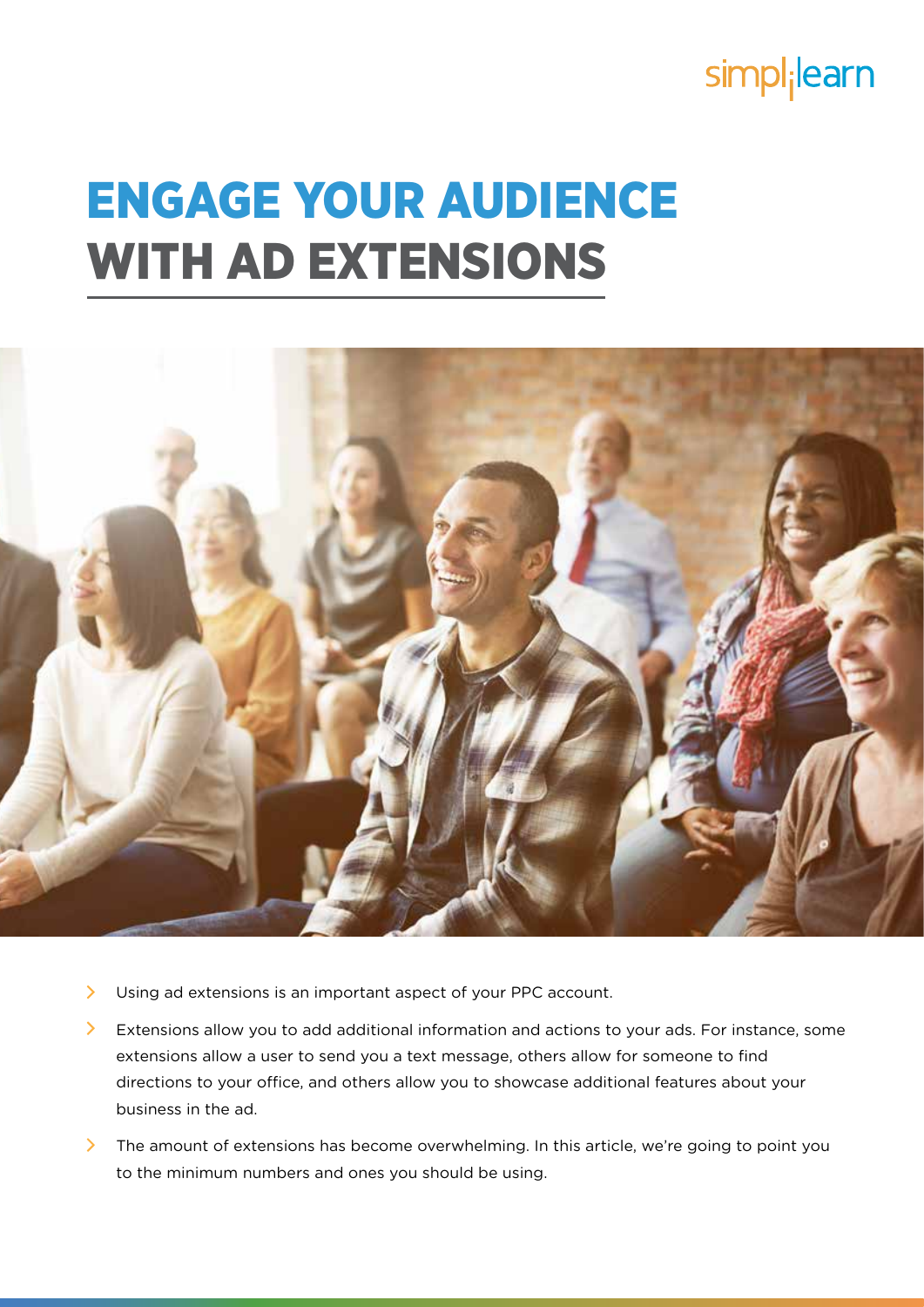# ENGAGE YOUR AUDIENCE WITH AD EXTENSIONS

- Using ad extensions is an important aspect of your PPC account.
- Extensions allow you to add additional information and actions to your ads. For instance, some extensions allow a user to send you a text message, others allow for someone to find directions to your office, and others allow you to showcase additional features about your business in the ad.
- The amount of extensions has become overwhelming. In this article, we're going to point you to the minimum numbers and ones you should be using.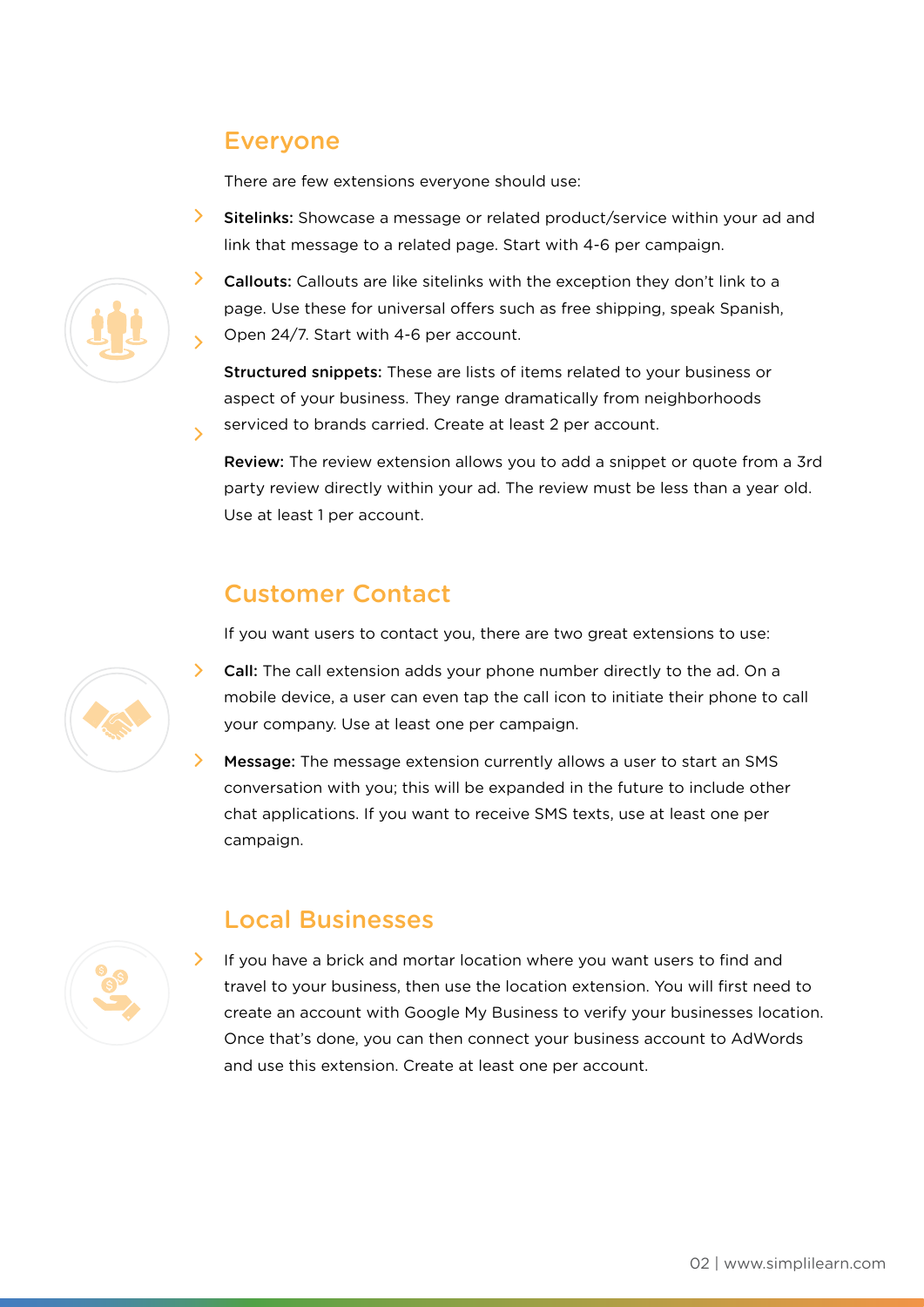## Everyone

There are few extensions everyone should use:

- **Sitelinks:** Showcase a message or related product/service within your ad and link that message to a related page. Start with 4-6 per campaign.
- **Callouts:** Callouts are like sitelinks with the exception they don't link to a page. Use these for universal offers such as free shipping, speak Spanish, Open 24/7. Start with 4-6 per account.
- **Structured snippets:** These are lists of items related to your business or aspect of your business. They range dramatically from neighborhoods serviced to brands carried. Create at least 2 per account.
- **Review:** The review extension allows you to add a snippet or quote from a 3rd party review directly within your ad. The review must be less than a year old. Use at least 1 per account.

## Customer Contact

If you want users to contact you, there are two great extensions to use:

- **Call:** The call extension adds your phone number directly to the ad. On a mobile device, a user can even tap the call icon to initiate their phone to call your company. Use at least one per campaign.
- **Message:** The message extension currently allows a user to start an SMS conversation with you; this will be expanded in the future to include other chat applications. If you want to receive SMS texts, use at least one per campaign.

## Local Businesses

- If you have a brick and mortar location where you want users to find and travel to your business, then use the location extension. You will first need to create an account with Google My Business to verify your businesses location. Once that's done, you can then connect your business account to AdWords and use this extension. Create at least one per account.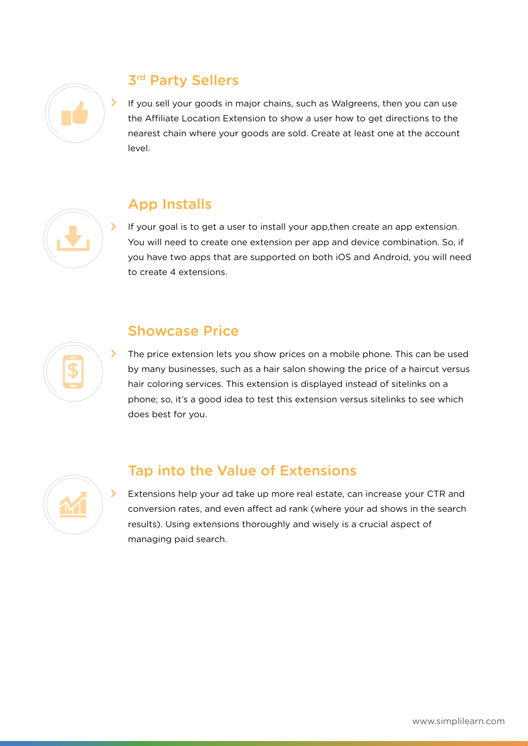## 3rd Party Sellers

If you sell your goods in major chains, such as Walgreens, then you can use the Affiliate Location Extension to show a user how to get directions to the nearest chain where your goods are sold. Create at least one at the account level.

## App Installs

If your goal is to get a user to install your app,then create an app extension. You will need to create one extension per app and device combination. So, if you have two apps that are supported on both iOS and Android, you will need to create 4 extensions.

## Showcase Price

The price extension lets you show prices on a mobile phone. This can be used by many businesses, such as a hair salon showing the price of a haircut versus hair coloring services. This extension is displayed instead of sitelinks on a phone; so, it's a good idea to test this extension versus sitelinks to see which does best for you.

## Tap into the Value of Extensions

Extensions help your ad take up more real estate, can increase your CTR and conversion rates, and even affect ad rank (where your ad shows in the search results). Using extensions thoroughly and wisely is a crucial aspect of managing paid search.